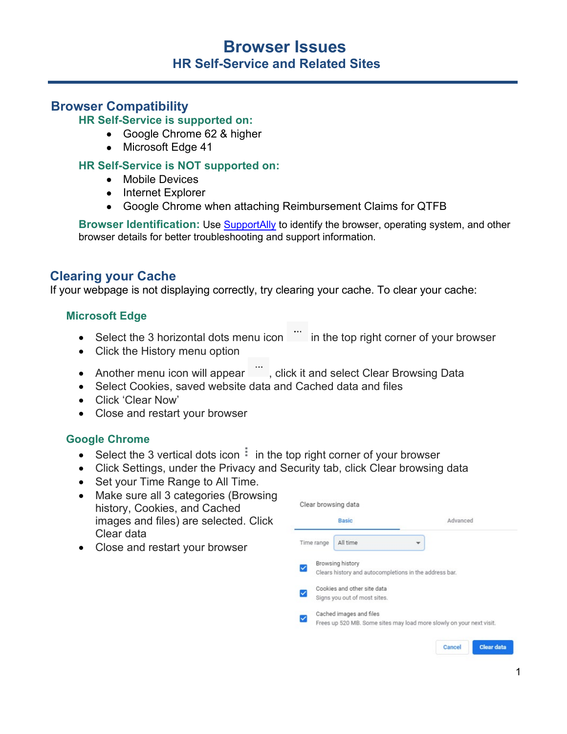# Browser Issues

## HR Self-Service and Related Sites

## Browser Compatibility

### HR Self-Service is supported on:

- Google Chrome 62 & higher
- Microsoft Edge 41

### HR Self-Service is NOT supported on:

- Mobile Devices
- Internet Explorer
- Google Chrome when attaching Reimbursement Claims for QTFB

**Browser Identification:** Use [SupportAlly](SupportAlly) to identify the browser, operating system, and other browser details for better troubleshooting and support information.

## Clearing your Cache

If your webpage is not displaying correctly, try clearing your cache. To clear your cache:

### Microsoft Edge

- Select the 3 horizontal dots menu icon ... in the top right corner of your browser
- Click the History menu option
- Another menu icon will appear ..., click it and select Clear Browsing Data
- Select Cookies, saved website data and Cached data and files
- Click 'Clear Now'
- Close and restart your browser

### Google Chrome

- Select the 3 vertical dots icon ⋮ in the top right corner of your browser
- Click Settings, under the Privacy and Security tab, click Clear browsing data
- Set your Time Range to All Time.
- Make sure all 3 categories (Browsing history, Cookies, and Cached images and files) are selected. Click Clear data
- Close and restart your browser

Clear browsing data

Basic | Advanced

Time range: All time

- [x] Browsing history — Clears history and autocompletions in the address bar.
- [x] Cookies and other site data — Signs you out of most sites.
- [x] Cached images and files — Frees up 520 MB. Some sites may load more slowly on your next visit.

Cancel | Clear data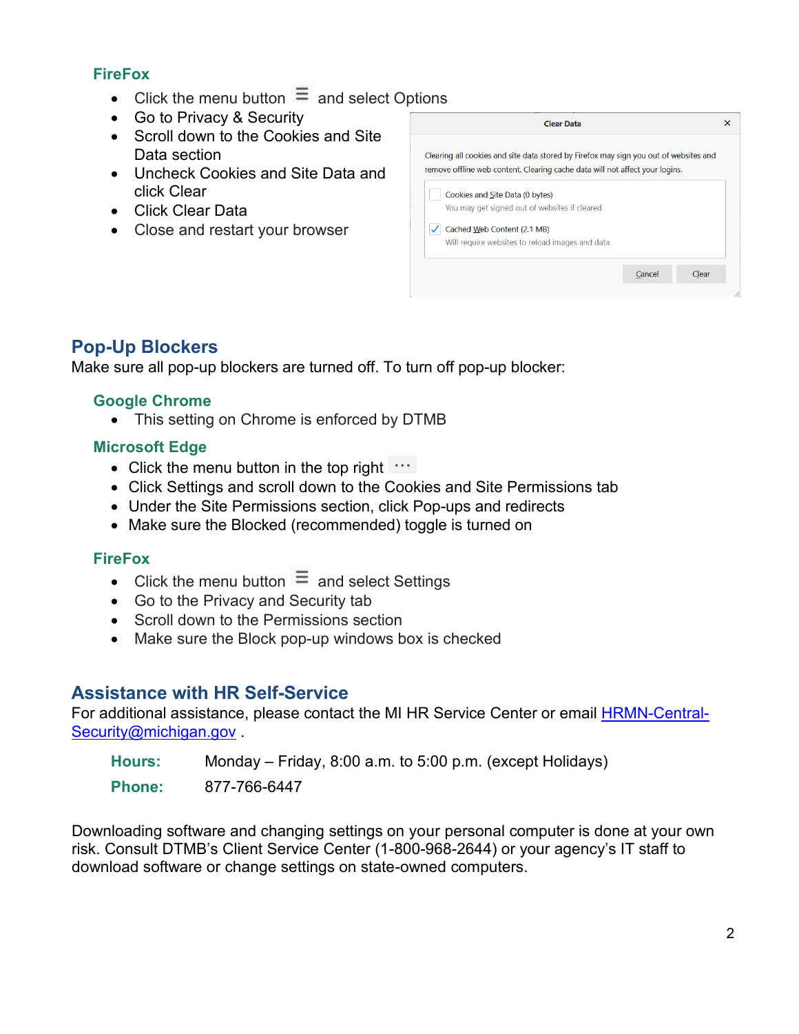### FireFox

- Click the menu button ☰ and select Options
- Go to Privacy & Security
- Scroll down to the Cookies and Site Data section
- Uncheck Cookies and Site Data and click Clear
- Click Clear Data
- Close and restart your browser

Clear Data

Clearing all cookies and site data stored by Firefox may sign you out of websites and remove offline web content. Clearing cache data will not affect your logins.

- [ ] Cookies and Site Data (0 bytes)
  You may get signed out of websites if cleared
- [x] Cached Web Content (2.1 MB)
  Will require websites to reload images and data

Cancel | Clear

## Pop-Up Blockers

Make sure all pop-up blockers are turned off. To turn off pop-up blocker:

### Google Chrome

- This setting on Chrome is enforced by DTMB

### Microsoft Edge

- Click the menu button in the top right ···
- Click Settings and scroll down to the Cookies and Site Permissions tab
- Under the Site Permissions section, click Pop-ups and redirects
- Make sure the Blocked (recommended) toggle is turned on

### FireFox

- Click the menu button ☰ and select Settings
- Go to the Privacy and Security tab
- Scroll down to the Permissions section
- Make sure the Block pop-up windows box is checked

## Assistance with HR Self-Service

For additional assistance, please contact the MI HR Service Center or email HRMN-Central-Security@michigan.gov .

**Hours:** Monday – Friday, 8:00 a.m. to 5:00 p.m. (except Holidays)

**Phone:** 877-766-6447

Downloading software and changing settings on your personal computer is done at your own risk. Consult DTMB's Client Service Center (1-800-968-2644) or your agency's IT staff to download software or change settings on state-owned computers.